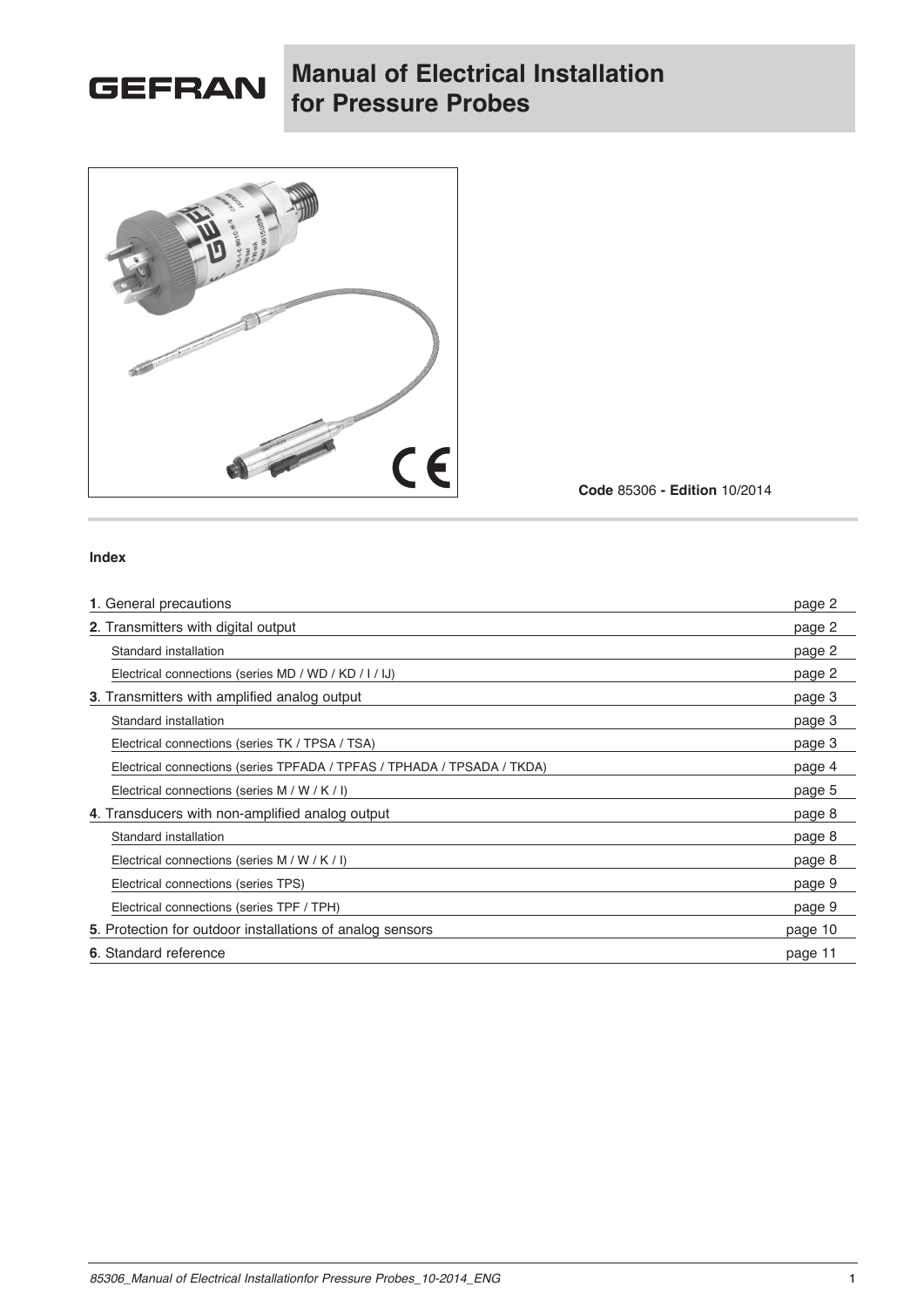GEFRAN

# Manual of Electrical Installation for Pressure Probes

**Code** 85306 **- Edition** 10/2014

**Index**

| | |
|---|---|
| **1**. General precautions | page 2 |
| **2**. Transmitters with digital output | page 2 |
| Standard installation | page 2 |
| Electrical connections (series MD / WD / KD / I / IJ) | page 2 |
| **3**. Transmitters with amplified analog output | page 3 |
| Standard installation | page 3 |
| Electrical connections (series TK / TPSA / TSA) | page 3 |
| Electrical connections (series TPFADA / TPFAS / TPHADA / TPSADA / TKDA) | page 4 |
| Electrical connections (series M / W / K / I) | page 5 |
| **4**. Transducers with non-amplified analog output | page 8 |
| Standard installation | page 8 |
| Electrical connections (series M / W / K / I) | page 8 |
| Electrical connections (series TPS) | page 9 |
| Electrical connections (series TPF / TPH) | page 9 |
| **5**. Protection for outdoor installations of analog sensors | page 10 |
| **6**. Standard reference | page 11 |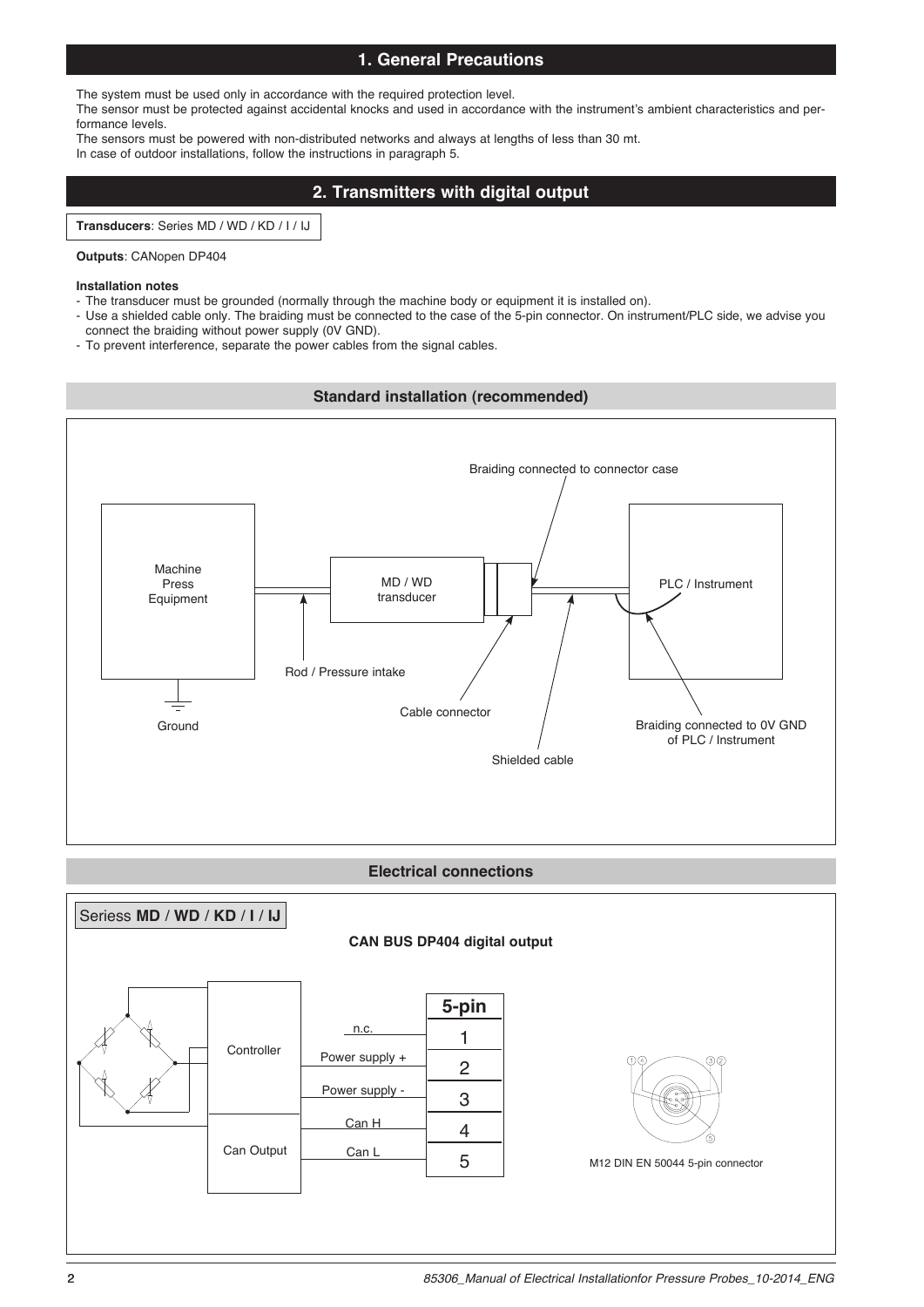## 1. General Precautions

The system must be used only in accordance with the required protection level.
The sensor must be protected against accidental knocks and used in accordance with the instrument's ambient characteristics and performance levels.
The sensors must be powered with non-distributed networks and always at lengths of less than 30 mt.
In case of outdoor installations, follow the instructions in paragraph 5.

## 2. Transmitters with digital output

**Transducers**: Series MD / WD / KD / I / IJ

**Outputs**: CANopen DP404

**Installation notes**

- The transducer must be grounded (normally through the machine body or equipment it is installed on).
- Use a shielded cable only. The braiding must be connected to the case of the 5-pin connector. On instrument/PLC side, we advise you connect the braiding without power supply (0V GND).
- To prevent interference, separate the power cables from the signal cables.

### Standard installation (recommended)

Braiding connected to connector case

Machine Press Equipment

MD / WD transducer

PLC / Instrument

Rod / Pressure intake

Ground

Cable connector

Shielded cable

Braiding connected to 0V GND of PLC / Instrument

### Electrical connections

Seriess **MD** / **WD** / **KD** / **I** / **IJ**

**CAN BUS DP404 digital output**

Controller

Can Output

| Signal | 5-pin |
|---|---|
| n.c. | 1 |
| Power supply + | 2 |
| Power supply - | 3 |
| Can H | 4 |
| Can L | 5 |

M12 DIN EN 50044 5-pin connector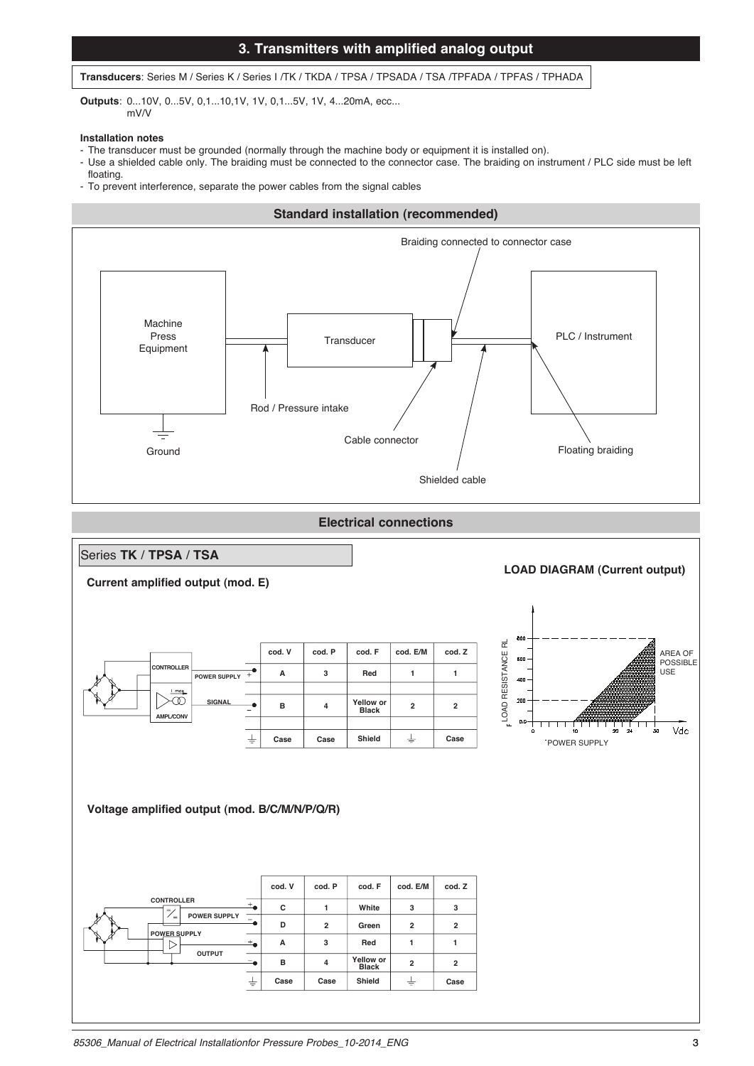## 3. Transmitters with amplified analog output

**Transducers**: Series M / Series K / Series I /TK / TKDA / TPSA / TPSADA / TSA /TPFADA / TPFAS / TPHADA

**Outputs**: 0...10V, 0...5V, 0,1...10,1V, 1V, 0,1...5V, 1V, 4...20mA, ecc...
mV/V

**Installation notes**

- The transducer must be grounded (normally through the machine body or equipment it is installed on).
- Use a shielded cable only. The braiding must be connected to the connector case. The braiding on instrument / PLC side must be left floating.
- To prevent interference, separate the power cables from the signal cables

### Standard installation (recommended)

Machine Press Equipment — Transducer — PLC / Instrument

Braiding connected to connector case

Rod / Pressure intake

Cable connector

Ground

Floating braiding

Shielded cable

### Electrical connections

#### Series **TK** / **TPSA** / **TSA**

**Current amplified output (mod. E)**

CONTROLLER — POWER SUPPLY — SIGNAL — AMPL/CONV

| | cod. V | cod. P | cod. F | cod. E/M | cod. Z |
|---|---|---|---|---|---|
| + | A | 3 | Red | 1 | 1 |
| – | B | 4 | Yellow or Black | 2 | 2 |
| ⏚ | Case | Case | Shield | ⏚ | Case |

**LOAD DIAGRAM (Current output)**

LOAD RESISTANCE RL — AREA OF POSSIBLE USE — POWER SUPPLY (Vdc)

**Voltage amplified output (mod. B/C/M/N/P/Q/R)**

CONTROLLER — POWER SUPPLY — OUTPUT

| | cod. V | cod. P | cod. F | cod. E/M | cod. Z |
|---|---|---|---|---|---|
| + | C | 1 | White | 3 | 3 |
| – | D | 2 | Green | 2 | 2 |
| + | A | 3 | Red | 1 | 1 |
| – | B | 4 | Yellow or Black | 2 | 2 |
| ⏚ | Case | Case | Shield | ⏚ | Case |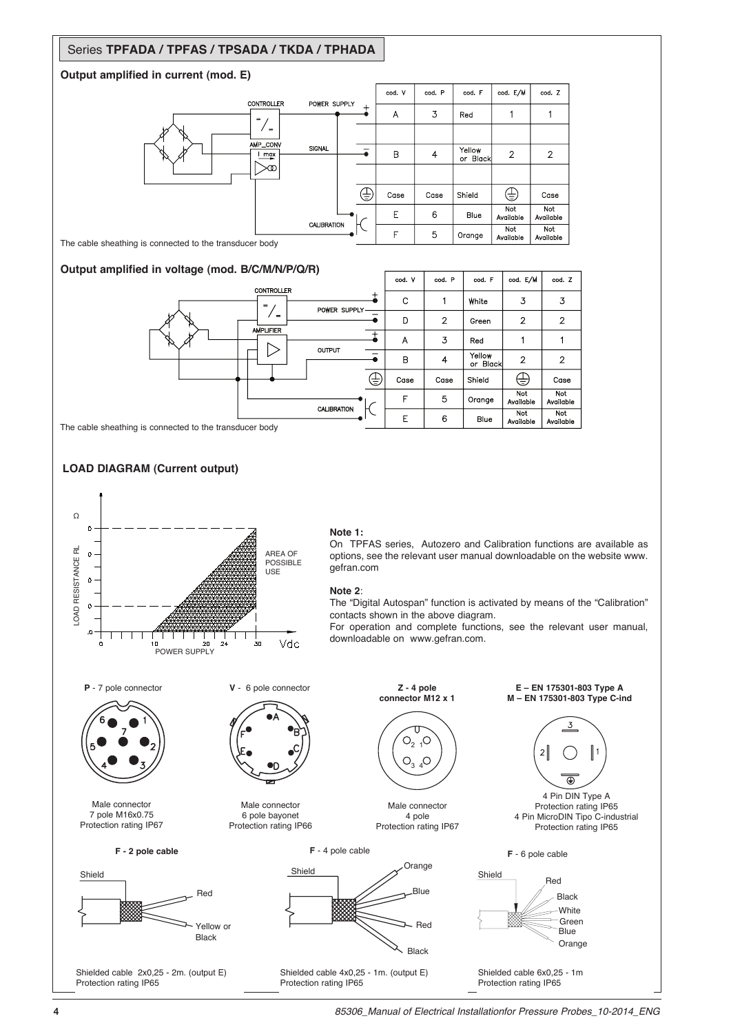## Series **TPFADA / TPFAS / TPSADA / TKDA / TPHADA**

### Output amplified in current (mod. E)

| | cod. V | cod. P | cod. F | cod. E/M | cod. Z |
|---|---|---|---|---|---|
| + (POWER SUPPLY) | A | 3 | Red | 1 | 1 |
| − (SIGNAL) | B | 4 | Yellow or Black | 2 | 2 |
| ⏚ | Case | Case | Shield | ⏚ | Case |
| CALIBRATION | E | 6 | Blue | Not Available | Not Available |
| CALIBRATION | F | 5 | Orange | Not Available | Not Available |

The cable sheathing is connected to the transducer body

### Output amplified in voltage (mod. B/C/M/N/P/Q/R)

| | cod. V | cod. P | cod. F | cod. E/M | cod. Z |
|---|---|---|---|---|---|
| + (POWER SUPPLY) | C | 1 | White | 3 | 3 |
| − (POWER SUPPLY) | D | 2 | Green | 2 | 2 |
| + (OUTPUT) | A | 3 | Red | 1 | 1 |
| − (OUTPUT) | B | 4 | Yellow or Black | 2 | 2 |
| ⏚ | Case | Case | Shield | ⏚ | Case |
| CALIBRATION | F | 5 | Orange | Not Available | Not Available |
| CALIBRATION | E | 6 | Blue | Not Available | Not Available |

The cable sheathing is connected to the transducer body

### LOAD DIAGRAM (Current output)

LOAD RESISTANCE RL (Ω) vs POWER SUPPLY (Vdc): 10, 20, 24, 30 — AREA OF POSSIBLE USE

**Note 1:**
On TPFAS series, Autozero and Calibration functions are available as options, see the relevant user manual downloadable on the website www.gefran.com

**Note 2**:
The "Digital Autospan" function is activated by means of the "Calibration" contacts shown in the above diagram.
For operation and complete functions, see the relevant user manual, downloadable on www.gefran.com.

**P** - 7 pole connector

Male connector
7 pole M16x0.75
Protection rating IP67

**V** - 6 pole connector

Male connector
6 pole bayonet
Protection rating IP66

**Z - 4 pole connector M12 x 1**

Male connector
4 pole
Protection rating IP67

**E – EN 175301-803 Type A**
**M – EN 175301-803 Type C-ind**

4 Pin DIN Type A
Protection rating IP65
4 Pin MicroDIN Tipo C-industrial
Protection rating IP65

**F - 2 pole cable**

Shield, Red, Yellow or Black

Shielded cable 2x0,25 - 2m. (output E)
Protection rating IP65

**F** - 4 pole cable

Shield, Orange, Blue, Red, Black

Shielded cable 4x0,25 - 1m. (output E)
Protection rating IP65

**F** - 6 pole cable

Shield, Red, Black, White, Green, Blue, Orange

Shielded cable 6x0,25 - 1m
Protection rating IP65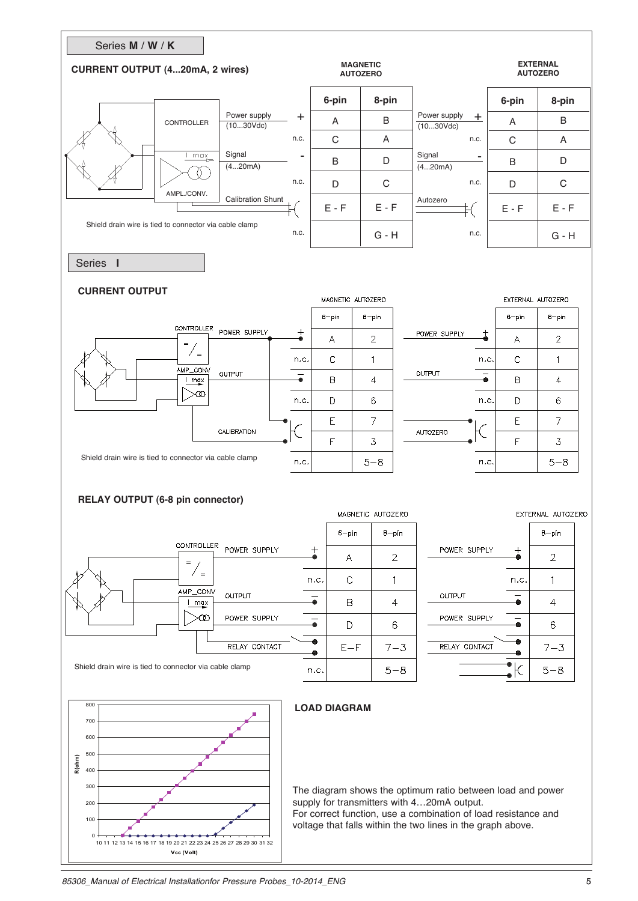## Series M / W / K

### CURRENT OUTPUT (4...20mA, 2 wires)

CONTROLLER

AMPL./CONV.

I max

| | | MAGNETIC AUTOZERO | |
|---|---|---|---|
| Signal | | 6-pin | 8-pin |
| Power supply (10...30Vdc) | + | A | B |
| | n.c. | C | A |
| Signal (4...20mA) | - | B | D |
| | n.c. | D | C |
| Calibration Shunt | | E - F | E - F |
| | n.c. | | G - H |

| | | EXTERNAL AUTOZERO | |
|---|---|---|---|
| Signal | | 6-pin | 8-pin |
| Power supply (10...30Vdc) | + | A | B |
| | n.c. | C | A |
| Signal (4...20mA) | - | B | D |
| | n.c. | D | C |
| Autozero | | E - F | E - F |
| | n.c. | | G - H |

Shield drain wire is tied to connector via cable clamp

## Series I

### CURRENT OUTPUT

CONTROLLER

AMP_CONV

I max

| | | MAGNETIC AUTOZERO | |
|---|---|---|---|
| Signal | | 6-pin | 8-pin |
| POWER SUPPLY | + | A | 2 |
| | n.c. | C | 1 |
| OUTPUT | – | B | 4 |
| | n.c. | D | 6 |
| CALIBRATION | | E | 7 |
| | | F | 3 |
| | n.c. | | 5–8 |

| | | EXTERNAL AUTOZERO | |
|---|---|---|---|
| Signal | | 6-pin | 8-pin |
| POWER SUPPLY | + | A | 2 |
| | n.c. | C | 1 |
| OUTPUT | – | B | 4 |
| | n.c. | D | 6 |
| AUTOZERO | | E | 7 |
| | | F | 3 |
| | n.c. | | 5–8 |

Shield drain wire is tied to connector via cable clamp

### RELAY OUTPUT (6-8 pin connector)

CONTROLLER

AMP_CONV

I max

| | | MAGNETIC AUTOZERO | |
|---|---|---|---|
| Signal | | 6-pin | 8-pin |
| POWER SUPPLY | + | A | 2 |
| | n.c. | C | 1 |
| OUTPUT | – | B | 4 |
| POWER SUPPLY | – | D | 6 |
| RELAY CONTACT | | E–F | 7–3 |
| | n.c. | | 5–8 |

| | | EXTERNAL AUTOZERO |
|---|---|---|
| Signal | | 8-pin |
| POWER SUPPLY | + | 2 |
| | n.c. | 1 |
| OUTPUT | – | 4 |
| POWER SUPPLY | – | 6 |
| RELAY CONTACT | | 7–3 |
| | | 5–8 |

Shield drain wire is tied to connector via cable clamp

R(ohm): 0, 100, 200, 300, 400, 500, 600, 700, 800

Vcc (Volt): 10 11 12 13 14 15 16 17 18 19 20 21 22 23 24 25 26 27 28 29 30 31 32

### LOAD DIAGRAM

The diagram shows the optimum ratio between load and power supply for transmitters with 4…20mA output.
For correct function, use a combination of load resistance and voltage that falls within the two lines in the graph above.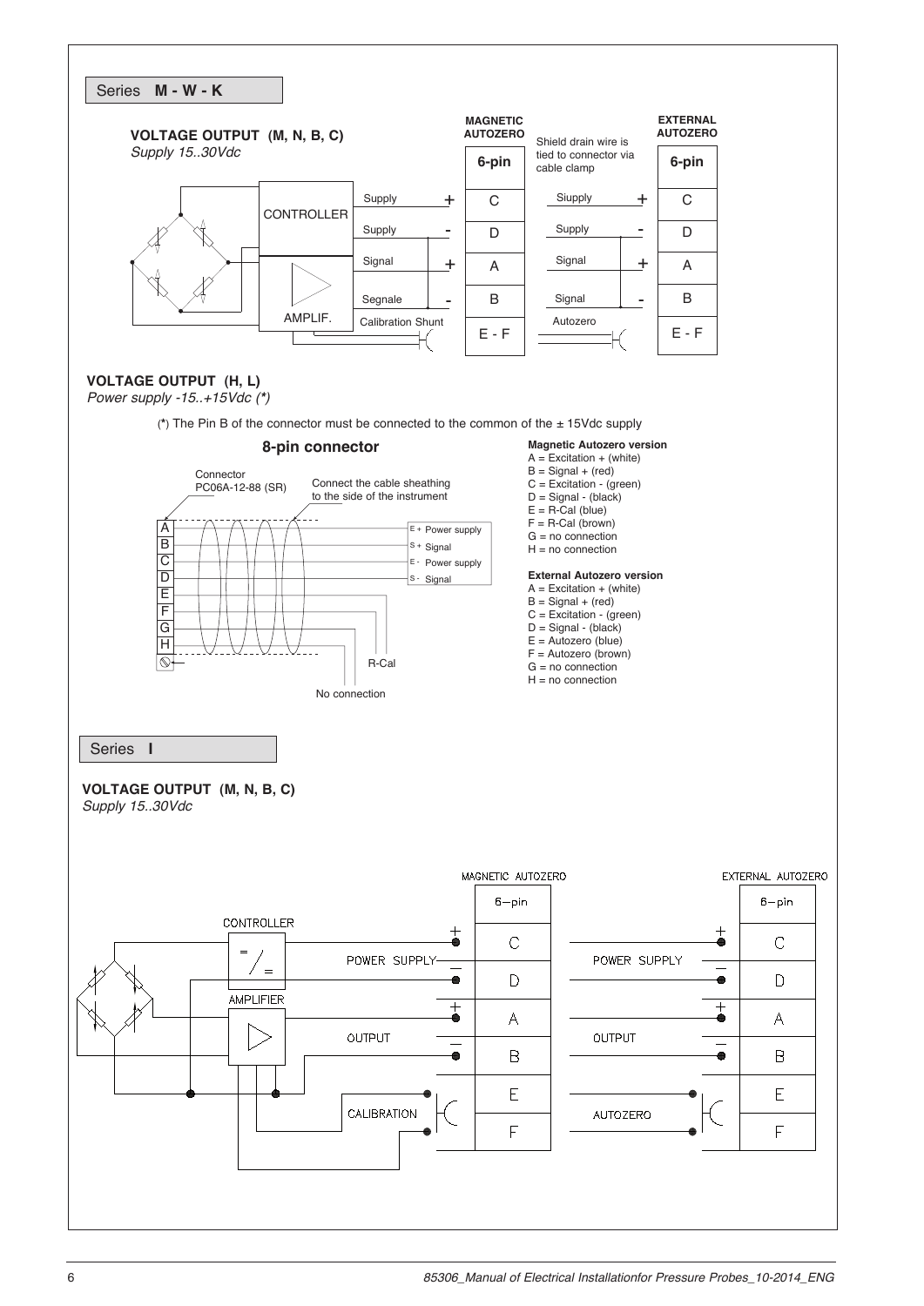## Series **M - W - K**

### VOLTAGE OUTPUT (M, N, B, C)

*Supply 15..30Vdc*

CONTROLLER

AMPLIF.

| | MAGNETIC AUTOZERO 6-pin |
|---|---|
| Supply + | C |
| Supply - | D |
| Signal + | A |
| Segnale - | B |
| Calibration Shunt | E - F |

Shield drain wire is tied to connector via cable clamp

| | EXTERNAL AUTOZERO 6-pin |
|---|---|
| Siupply + | C |
| Supply - | D |
| Signal + | A |
| Signal - | B |
| Autozero | E - F |

### VOLTAGE OUTPUT (H, L)

*Power supply -15..+15Vdc (*)*

(*) The Pin B of the connector must be connected to the common of the ± 15Vdc supply

**8-pin connector**

Connector PC06A-12-88 (SR)

Connect the cable sheathing to the side of the instrument

E + Power supply
S + Signal
E - Power supply
S - Signal

R-Cal

No connection

**Magnetic Autozero version**

A = Excitation + (white)
B = Signal + (red)
C = Excitation - (green)
D = Signal - (black)
E = R-Cal (blue)
F = R-Cal (brown)
G = no connection
H = no connection

**External Autozero version**

A = Excitation + (white)
B = Signal + (red)
C = Excitation - (green)
D = Signal - (black)
E = Autozero (blue)
F = Autozero (brown)
G = no connection
H = no connection

## Series **I**

### VOLTAGE OUTPUT (M, N, B, C)

*Supply 15..30Vdc*

CONTROLLER

AMPLIFIER

| | MAGNETIC AUTOZERO 6-pin |
|---|---|
| POWER SUPPLY + | C |
| POWER SUPPLY - | D |
| OUTPUT + | A |
| OUTPUT - | B |
| CALIBRATION | E |
| CALIBRATION | F |

| | EXTERNAL AUTOZERO 6-pin |
|---|---|
| POWER SUPPLY + | C |
| POWER SUPPLY - | D |
| OUTPUT + | A |
| OUTPUT - | B |
| AUTOZERO | E |
| AUTOZERO | F |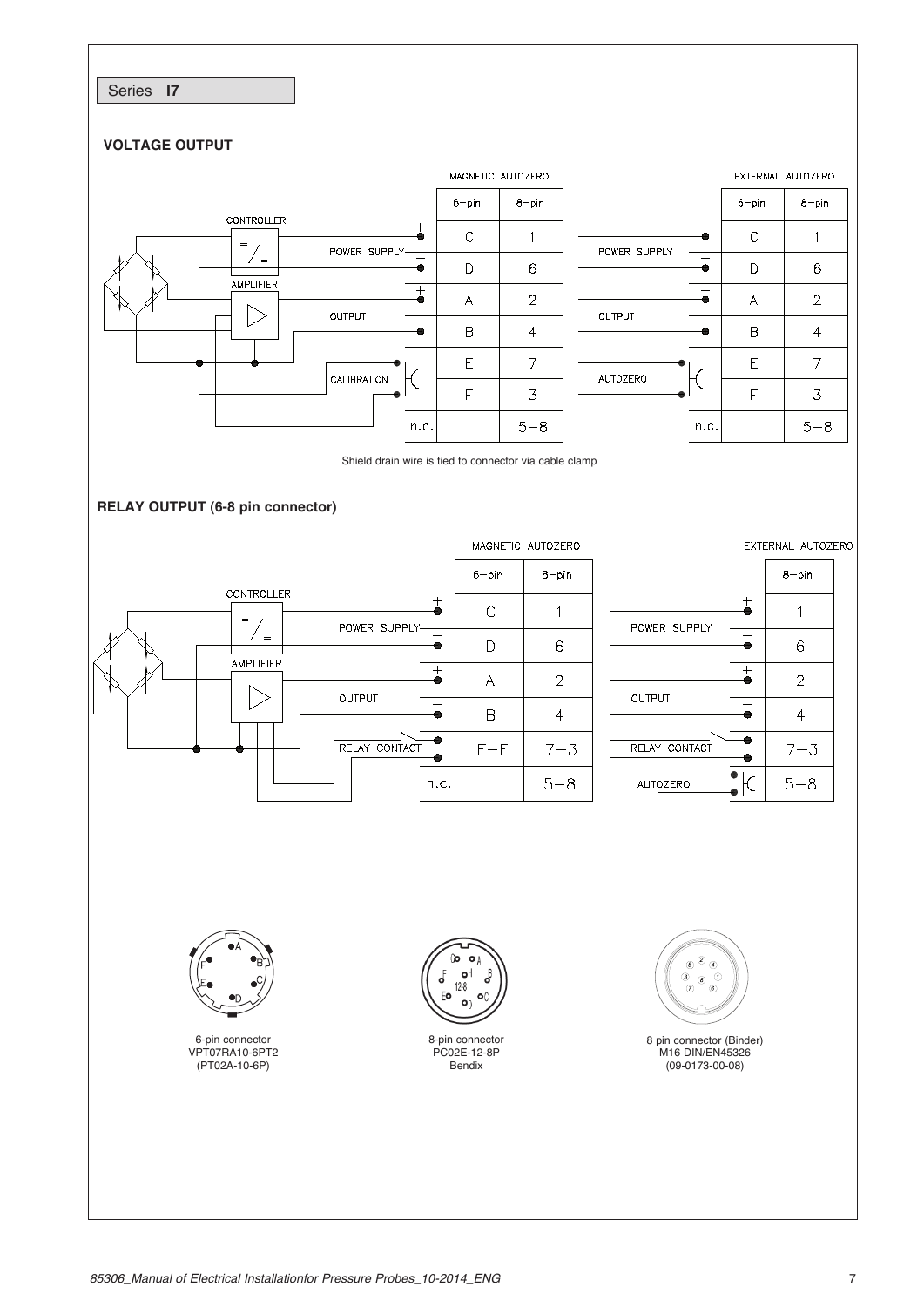Series **I7**

## VOLTAGE OUTPUT

CONTROLLER

AMPLIFIER

MAGNETIC AUTOZERO

| | | 6-pin | 8-pin |
|---|---|---|---|
| POWER SUPPLY | + | C | 1 |
| | − | D | 6 |
| OUTPUT | + | A | 2 |
| | − | B | 4 |
| CALIBRATION | | E | 7 |
| | | F | 3 |
| | n.c. | | 5−8 |

EXTERNAL AUTOZERO

| | | 6-pin | 8-pin |
|---|---|---|---|
| POWER SUPPLY | + | C | 1 |
| | − | D | 6 |
| OUTPUT | + | A | 2 |
| | − | B | 4 |
| AUTOZERO | | E | 7 |
| | | F | 3 |
| | n.c. | | 5−8 |

Shield drain wire is tied to connector via cable clamp

## RELAY OUTPUT (6-8 pin connector)

CONTROLLER

AMPLIFIER

MAGNETIC AUTOZERO

| | | 6-pin | 8-pin |
|---|---|---|---|
| POWER SUPPLY | + | C | 1 |
| | − | D | 6 |
| OUTPUT | + | A | 2 |
| | − | B | 4 |
| RELAY CONTACT | | E−F | 7−3 |
| | n.c. | | 5−8 |

EXTERNAL AUTOZERO

| | | 8-pin |
|---|---|---|
| POWER SUPPLY | + | 1 |
| | − | 6 |
| OUTPUT | + | 2 |
| | − | 4 |
| RELAY CONTACT | | 7−3 |
| AUTOZERO | | 5−8 |

6-pin connector
VPT07RA10-6PT2
(PT02A-10-6P)

8-pin connector
PC02E-12-8P
Bendix

8 pin connector (Binder)
M16 DIN/EN45326
(09-0173-00-08)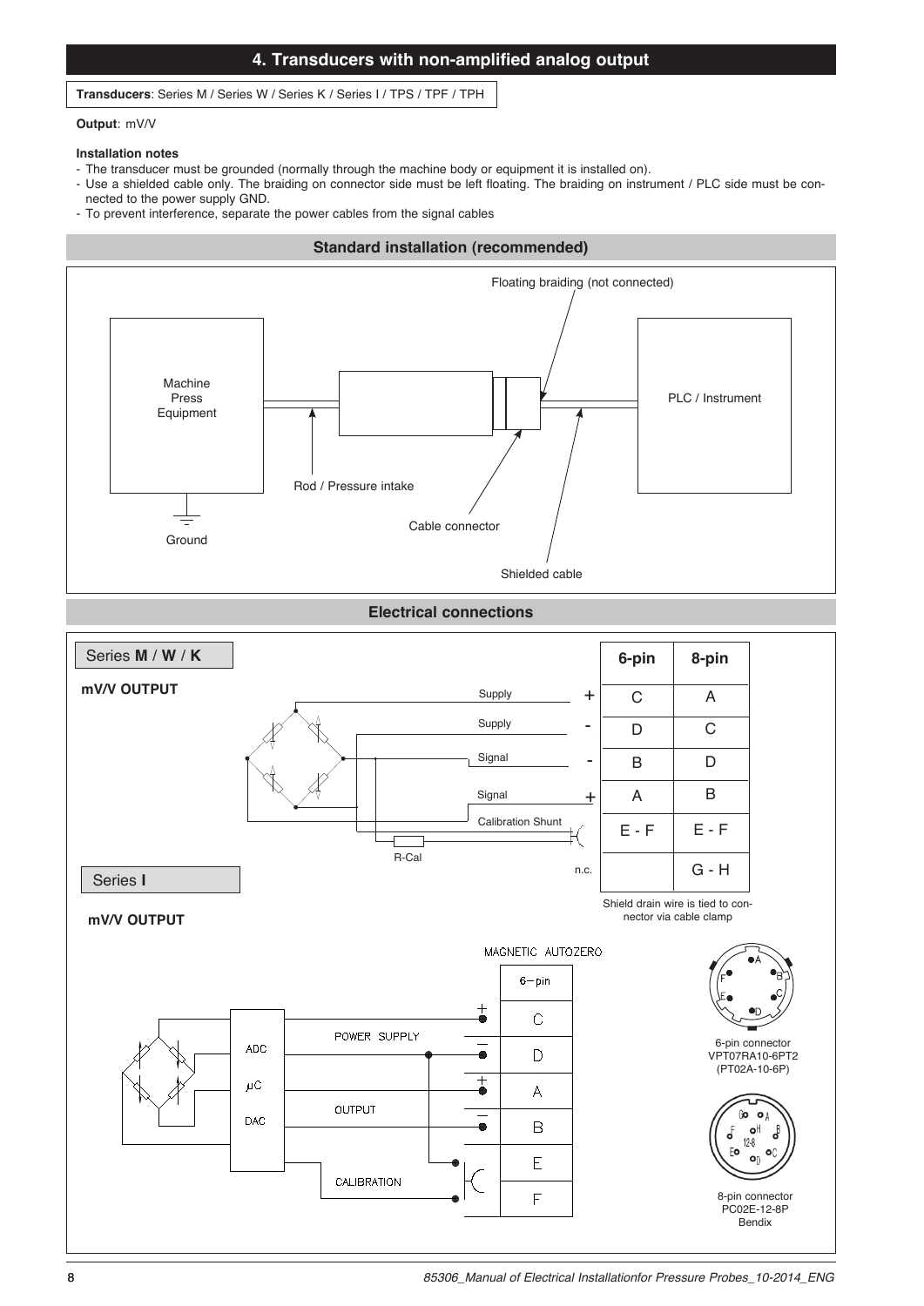# 4. Transducers with non-amplified analog output

**Transducers**: Series M / Series W / Series K / Series I / TPS / TPF / TPH

**Output**: mV/V

**Installation notes**

- The transducer must be grounded (normally through the machine body or equipment it is installed on).
- Use a shielded cable only. The braiding on connector side must be left floating. The braiding on instrument / PLC side must be connected to the power supply GND.
- To prevent interference, separate the power cables from the signal cables

## Standard installation (recommended)

Machine Press Equipment — Ground — Rod / Pressure intake — Cable connector — Floating braiding (not connected) — Shielded cable — PLC / Instrument

## Electrical connections

### Series M / W / K

**mV/V OUTPUT**

| Function | | 6-pin | 8-pin |
|---|---|---|---|
| Supply | + | C | A |
| Supply | - | D | C |
| Signal | - | B | D |
| Signal | + | A | B |
| Calibration Shunt (R-Cal) | | E - F | E - F |
| n.c. | | | G - H |

Shield drain wire is tied to connector via cable clamp

### Series I

**mV/V OUTPUT**

MAGNETIC AUTOZERO

| Function | | 6-pin |
|---|---|---|
| POWER SUPPLY | + | C |
| POWER SUPPLY | − | D |
| OUTPUT | + | A |
| OUTPUT | − | B |
| CALIBRATION | | E |
| CALIBRATION | | F |

ADC / µC / DAC

6-pin connector VPT07RA10-6PT2 (PT02A-10-6P)

8-pin connector PC02E-12-8P Bendix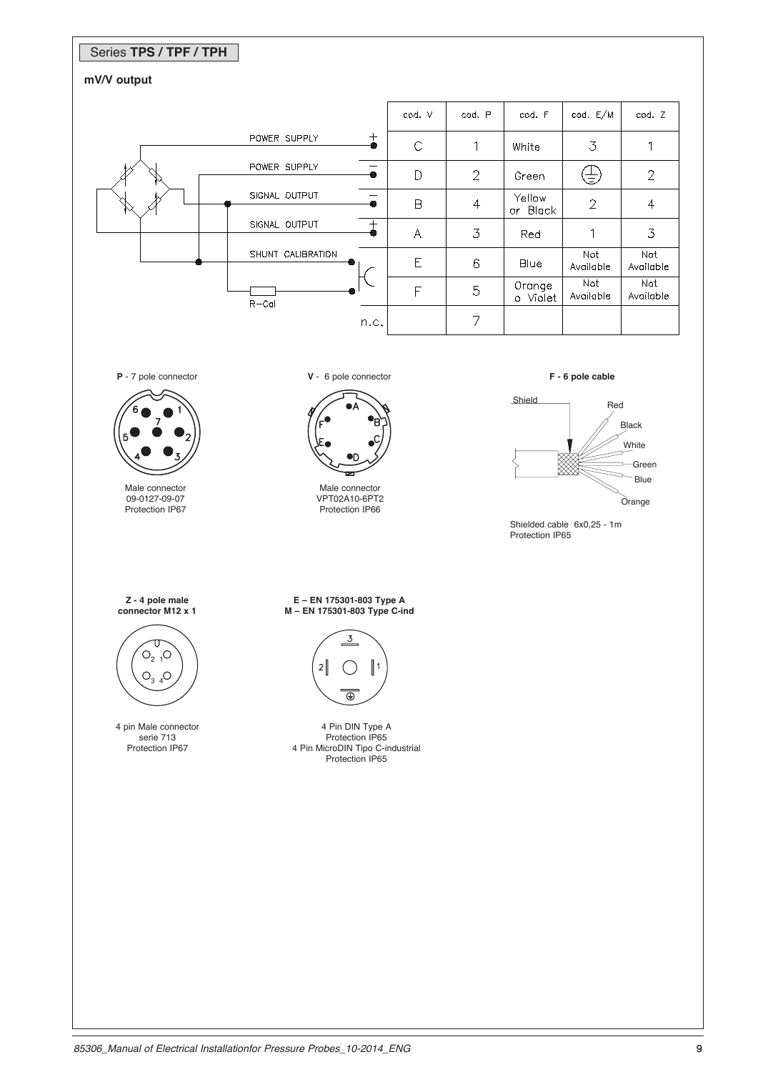Series **TPS / TPF / TPH**

**mV/V output**

| | cod. V | cod. P | cod. F | cod. E/M | cod. Z |
|---|---|---|---|---|---|
| POWER SUPPLY + | C | 1 | White | 3 | 1 |
| POWER SUPPLY − | D | 2 | Green | ⏚ | 2 |
| SIGNAL OUTPUT − | B | 4 | Yellow or Black | 2 | 4 |
| SIGNAL OUTPUT + | A | 3 | Red | 1 | 3 |
| SHUNT CALIBRATION | E | 6 | Blue | Not Available | Not Available |
| R-Cal | F | 5 | Orange o Violet | Not Available | Not Available |
| n.c. | | 7 | | | |

**P** - 7 pole connector

Male connector
09-0127-09-07
Protection IP67

**V** - 6 pole connector

Male connector
VPT02A10-6PT2
Protection IP66

**F - 6 pole cable**

Shield, Red, Black, White, Green, Blue, Orange

Shielded cable 6x0,25 - 1m
Protection IP65

**Z - 4 pole male connector M12 x 1**

4 pin Male connector
serie 713
Protection IP67

**E – EN 175301-803 Type A**
**M – EN 175301-803 Type C-ind**

4 Pin DIN Type A
Protection IP65
4 Pin MicroDIN Tipo C-industrial
Protection IP65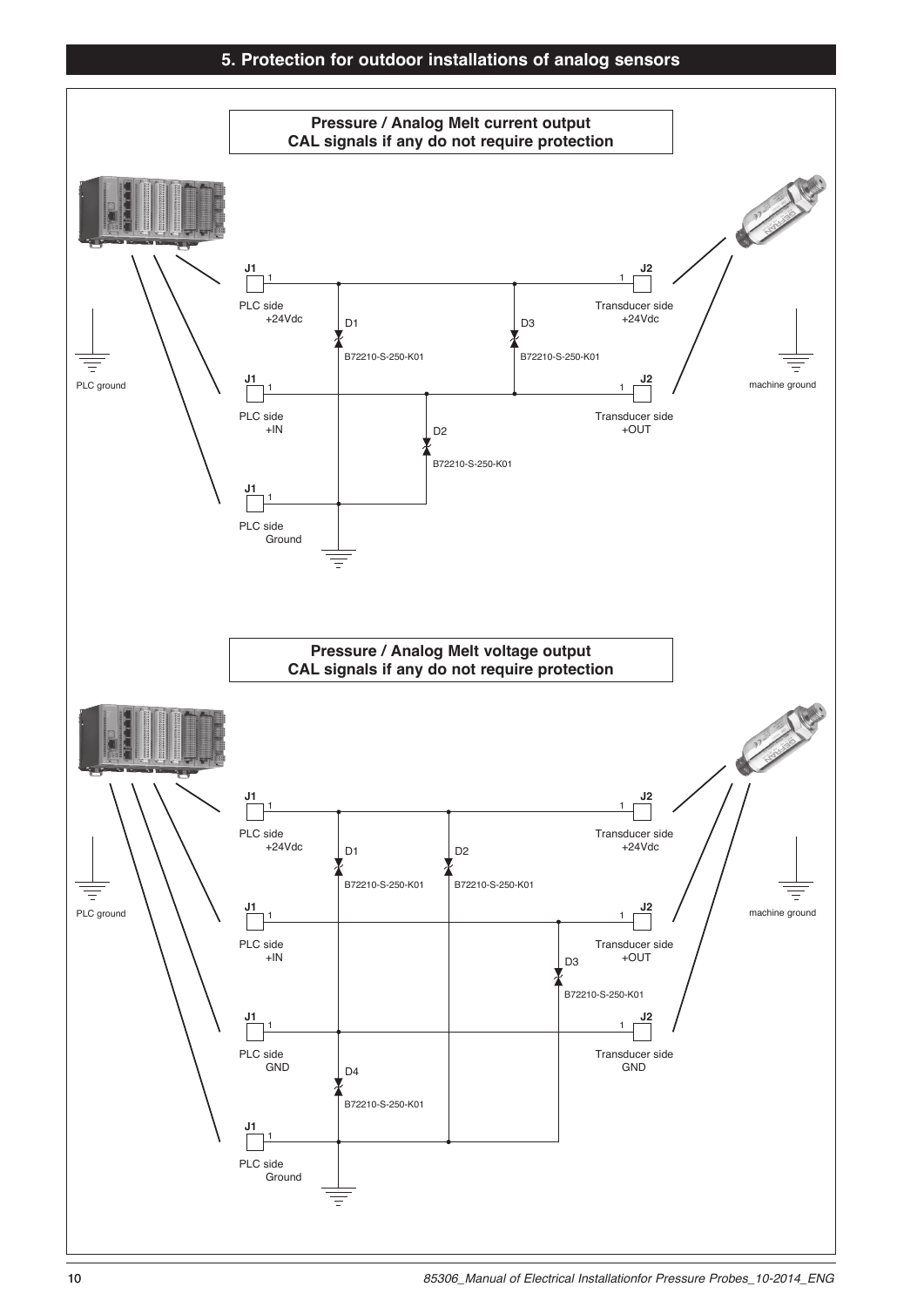## 5. Protection for outdoor installations of analog sensors

**Pressure / Analog Melt current output**
**CAL signals if any do not require protection**

J1 1 — PLC side +24Vdc
J1 1 — PLC side +IN
J1 1 — PLC side Ground
J2 1 — Transducer side +24Vdc
J2 1 — Transducer side +OUT

D1 B72210-S-250-K01
D2 B72210-S-250-K01
D3 B72210-S-250-K01

PLC ground
machine ground

**Pressure / Analog Melt voltage output**
**CAL signals if any do not require protection**

J1 1 — PLC side +24Vdc
J1 1 — PLC side +IN
J1 1 — PLC side GND
J1 1 — PLC side Ground
J2 1 — Transducer side +24Vdc
J2 1 — Transducer side +OUT
J2 1 — Transducer side GND

D1 B72210-S-250-K01
D2 B72210-S-250-K01
D3 B72210-S-250-K01
D4 B72210-S-250-K01

PLC ground
machine ground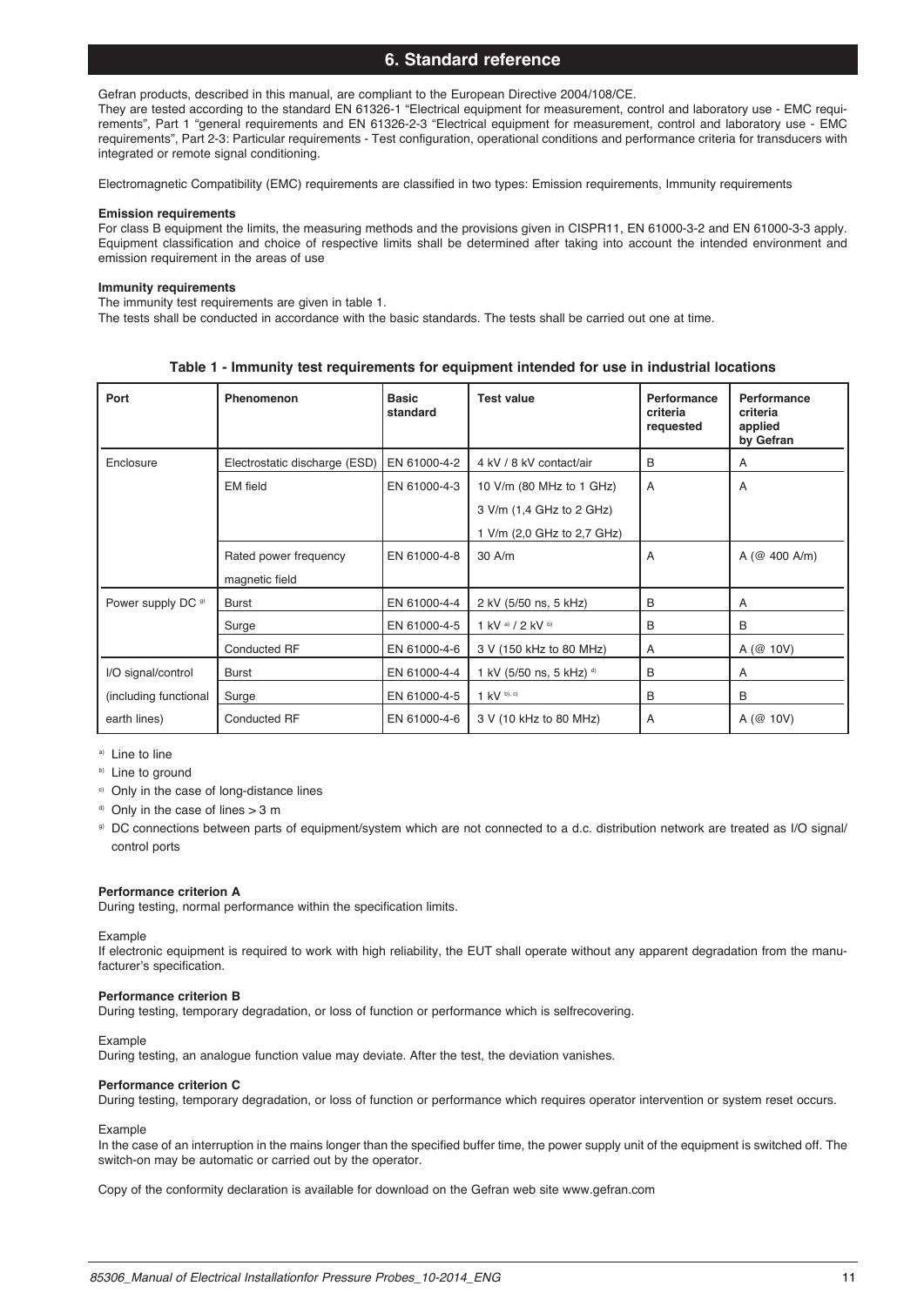# 6. Standard reference

Gefran products, described in this manual, are compliant to the European Directive 2004/108/CE.

They are tested according to the standard EN 61326-1 "Electrical equipment for measurement, control and laboratory use - EMC requirements", Part 1 "general requirements and EN 61326-2-3 "Electrical equipment for measurement, control and laboratory use - EMC requirements", Part 2-3: Particular requirements - Test configuration, operational conditions and performance criteria for transducers with integrated or remote signal conditioning.

Electromagnetic Compatibility (EMC) requirements are classified in two types: Emission requirements, Immunity requirements

**Emission requirements**

For class B equipment the limits, the measuring methods and the provisions given in CISPR11, EN 61000-3-2 and EN 61000-3-3 apply. Equipment classification and choice of respective limits shall be determined after taking into account the intended environment and emission requirement in the areas of use

**Immunity requirements**

The immunity test requirements are given in table 1.

The tests shall be conducted in accordance with the basic standards. The tests shall be carried out one at time.

**Table 1 - Immunity test requirements for equipment intended for use in industrial locations**

| Port | Phenomenon | Basic standard | Test value | Performance criteria requested | Performance criteria applied by Gefran |
|---|---|---|---|---|---|
| Enclosure | Electrostatic discharge (ESD) | EN 61000-4-2 | 4 kV / 8 kV contact/air | B | A |
| | EM field | EN 61000-4-3 | 10 V/m (80 MHz to 1 GHz)<br>3 V/m (1,4 GHz to 2 GHz)<br>1 V/m (2,0 GHz to 2,7 GHz) | A | A |
| | Rated power frequency magnetic field | EN 61000-4-8 | 30 A/m | A | A (@ 400 A/m) |
| Power supply DC [g] | Burst | EN 61000-4-4 | 2 kV (5/50 ns, 5 kHz) | B | A |
| | Surge | EN 61000-4-5 | 1 kV [a] / 2 kV [b] | B | B |
| | Conducted RF | EN 61000-4-6 | 3 V (150 kHz to 80 MHz) | A | A (@ 10V) |
| I/O signal/control (including functional earth lines) | Burst | EN 61000-4-4 | 1 kV (5/50 ns, 5 kHz) [d] | B | A |
| | Surge | EN 61000-4-5 | 1 kV [b), c)] | B | B |
| | Conducted RF | EN 61000-4-6 | 3 V (10 kHz to 80 MHz) | A | A (@ 10V) |

[a] Line to line

[b] Line to ground

[c] Only in the case of long-distance lines

[d] Only in the case of lines > 3 m

[g] DC connections between parts of equipment/system which are not connected to a d.c. distribution network are treated as I/O signal/ control ports

**Performance criterion A**

During testing, normal performance within the specification limits.

Example

If electronic equipment is required to work with high reliability, the EUT shall operate without any apparent degradation from the manufacturer's specification.

**Performance criterion B**

During testing, temporary degradation, or loss of function or performance which is selfrecovering.

Example

During testing, an analogue function value may deviate. After the test, the deviation vanishes.

**Performance criterion C**

During testing, temporary degradation, or loss of function or performance which requires operator intervention or system reset occurs.

Example

In the case of an interruption in the mains longer than the specified buffer time, the power supply unit of the equipment is switched off. The switch-on may be automatic or carried out by the operator.

Copy of the conformity declaration is available for download on the Gefran web site www.gefran.com